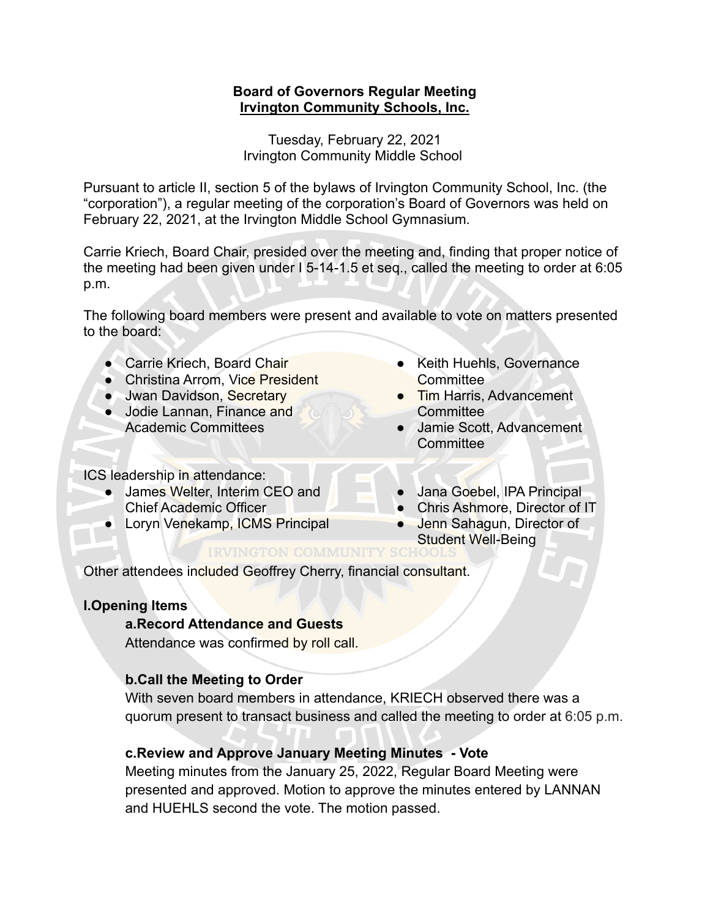**Board of Governors Regular Meeting**
**Irvington Community Schools, Inc.**

Tuesday, February 22, 2021
Irvington Community Middle School

Pursuant to article II, section 5 of the bylaws of Irvington Community School, Inc. (the "corporation"), a regular meeting of the corporation's Board of Governors was held on February 22, 2021, at the Irvington Middle School Gymnasium.

Carrie Kriech, Board Chair, presided over the meeting and, finding that proper notice of the meeting had been given under I 5-14-1.5 et seq., called the meeting to order at 6:05 p.m.

The following board members were present and available to vote on matters presented to the board:

- Carrie Kriech, Board Chair
- Christina Arrom, Vice President
- Jwan Davidson, Secretary
- Jodie Lannan, Finance and Academic Committees
- Keith Huehls, Governance Committee
- Tim Harris, Advancement Committee
- Jamie Scott, Advancement Committee

ICS leadership in attendance:

- James Welter, Interim CEO and Chief Academic Officer
- Loryn Venekamp, ICMS Principal
- Jana Goebel, IPA Principal
- Chris Ashmore, Director of IT
- Jenn Sahagun, Director of Student Well-Being

Other attendees included Geoffrey Cherry, financial consultant.

## I.Opening Items

### a.Record Attendance and Guests

Attendance was confirmed by roll call.

### b.Call the Meeting to Order

With seven board members in attendance, KRIECH observed there was a quorum present to transact business and called the meeting to order at 6:05 p.m.

### c.Review and Approve January Meeting Minutes - Vote

Meeting minutes from the January 25, 2022, Regular Board Meeting were presented and approved. Motion to approve the minutes entered by LANNAN and HUEHLS second the vote. The motion passed.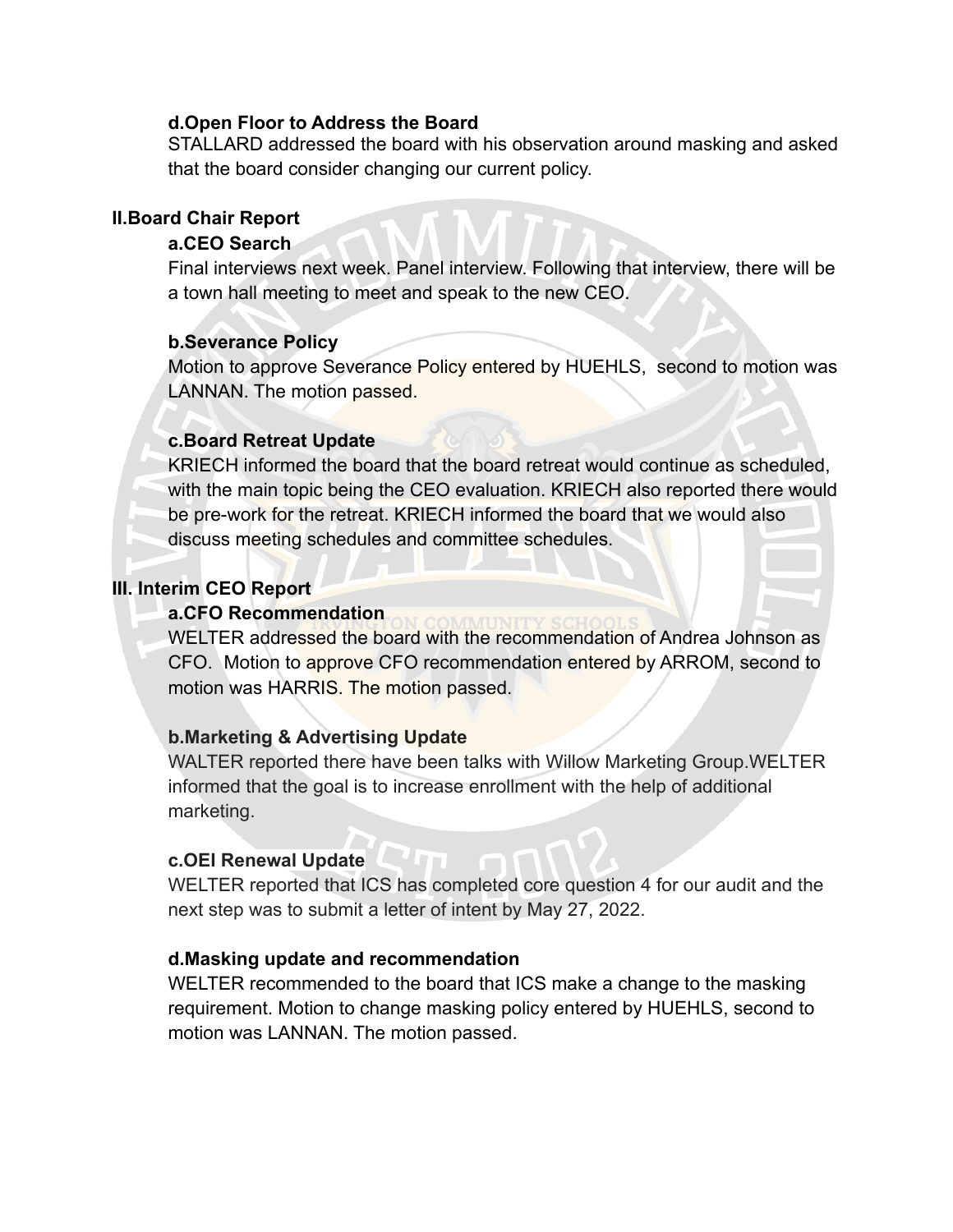### d. Open Floor to Address the Board

STALLARD addressed the board with his observation around masking and asked that the board consider changing our current policy.

## II. Board Chair Report

### a. CEO Search

Final interviews next week. Panel interview. Following that interview, there will be a town hall meeting to meet and speak to the new CEO.

### b. Severance Policy

Motion to approve Severance Policy entered by HUEHLS, second to motion was LANNAN. The motion passed.

### c. Board Retreat Update

KRIECH informed the board that the board retreat would continue as scheduled, with the main topic being the CEO evaluation. KRIECH also reported there would be pre-work for the retreat. KRIECH informed the board that we would also discuss meeting schedules and committee schedules.

## III. Interim CEO Report

### a. CFO Recommendation

WELTER addressed the board with the recommendation of Andrea Johnson as CFO. Motion to approve CFO recommendation entered by ARROM, second to motion was HARRIS. The motion passed.

### b. Marketing & Advertising Update

WALTER reported there have been talks with Willow Marketing Group.WELTER informed that the goal is to increase enrollment with the help of additional marketing.

### c. OEI Renewal Update

WELTER reported that ICS has completed core question 4 for our audit and the next step was to submit a letter of intent by May 27, 2022.

### d. Masking update and recommendation

WELTER recommended to the board that ICS make a change to the masking requirement. Motion to change masking policy entered by HUEHLS, second to motion was LANNAN. The motion passed.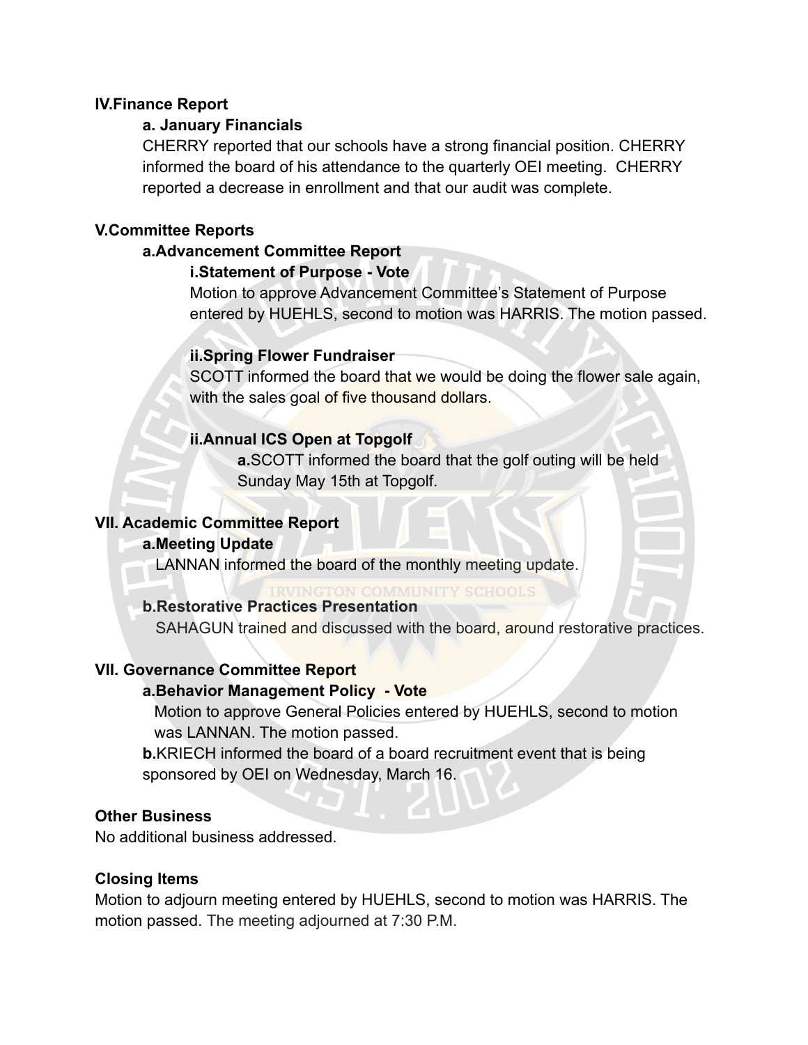## IV.Finance Report

### a. January Financials

CHERRY reported that our schools have a strong financial position. CHERRY informed the board of his attendance to the quarterly OEI meeting. CHERRY reported a decrease in enrollment and that our audit was complete.

## V.Committee Reports

### a.Advancement Committee Report

#### i.Statement of Purpose - Vote

Motion to approve Advancement Committee's Statement of Purpose entered by HUEHLS, second to motion was HARRIS. The motion passed.

#### ii.Spring Flower Fundraiser

SCOTT informed the board that we would be doing the flower sale again, with the sales goal of five thousand dollars.

#### ii.Annual ICS Open at Topgolf

**a.**SCOTT informed the board that the golf outing will be held Sunday May 15th at Topgolf.

## VII. Academic Committee Report

### a.Meeting Update

LANNAN informed the board of the monthly meeting update.

### b.Restorative Practices Presentation

SAHAGUN trained and discussed with the board, around restorative practices.

## VII. Governance Committee Report

### a.Behavior Management Policy - Vote

Motion to approve General Policies entered by HUEHLS, second to motion was LANNAN. The motion passed.

**b.**KRIECH informed the board of a board recruitment event that is being sponsored by OEI on Wednesday, March 16.

## Other Business

No additional business addressed.

## Closing Items

Motion to adjourn meeting entered by HUEHLS, second to motion was HARRIS. The motion passed. The meeting adjourned at 7:30 P.M.